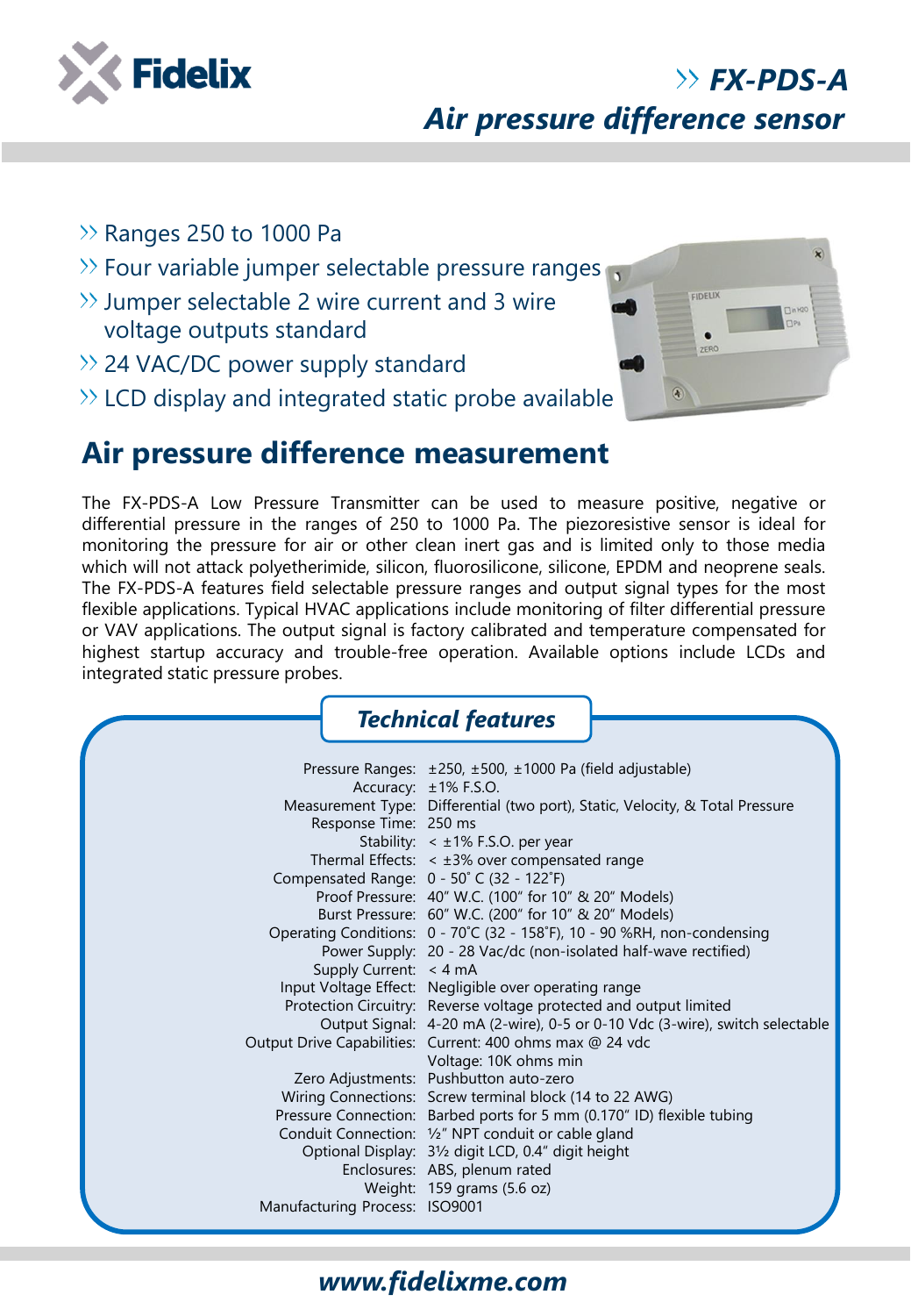Fidelix

# FX-PDS-A
## Air pressure difference sensor

- Ranges 250 to 1000 Pa
- Four variable jumper selectable pressure ranges
- Jumper selectable 2 wire current and 3 wire voltage outputs standard
- 24 VAC/DC power supply standard
- LCD display and integrated static probe available

## Air pressure difference measurement

The FX-PDS-A Low Pressure Transmitter can be used to measure positive, negative or differential pressure in the ranges of 250 to 1000 Pa. The piezoresistive sensor is ideal for monitoring the pressure for air or other clean inert gas and is limited only to those media which will not attack polyetherimide, silicon, fluorosilicone, silicone, EPDM and neoprene seals. The FX-PDS-A features field selectable pressure ranges and output signal types for the most flexible applications. Typical HVAC applications include monitoring of filter differential pressure or VAV applications. The output signal is factory calibrated and temperature compensated for highest startup accuracy and trouble-free operation. Available options include LCDs and integrated static pressure probes.

### Technical features

| | |
|---|---|
| Pressure Ranges: | ±250, ±500, ±1000 Pa (field adjustable) |
| Accuracy: | ±1% F.S.O. |
| Measurement Type: | Differential (two port), Static, Velocity, & Total Pressure |
| Response Time: | 250 ms |
| Stability: | < ±1% F.S.O. per year |
| Thermal Effects: | < ±3% over compensated range |
| Compensated Range: | 0 - 50˚ C (32 - 122˚F) |
| Proof Pressure: | 40" W.C. (100" for 10" & 20" Models) |
| Burst Pressure: | 60" W.C. (200" for 10" & 20" Models) |
| Operating Conditions: | 0 - 70˚C (32 - 158˚F), 10 - 90 %RH, non-condensing |
| Power Supply: | 20 - 28 Vac/dc (non-isolated half-wave rectified) |
| Supply Current: | < 4 mA |
| Input Voltage Effect: | Negligible over operating range |
| Protection Circuitry: | Reverse voltage protected and output limited |
| Output Signal: | 4-20 mA (2-wire), 0-5 or 0-10 Vdc (3-wire), switch selectable |
| Output Drive Capabilities: | Current: 400 ohms max @ 24 vdc<br>Voltage: 10K ohms min |
| Zero Adjustments: | Pushbutton auto-zero |
| Wiring Connections: | Screw terminal block (14 to 22 AWG) |
| Pressure Connection: | Barbed ports for 5 mm (0.170" ID) flexible tubing |
| Conduit Connection: | ½" NPT conduit or cable gland |
| Optional Display: | 3½ digit LCD, 0.4" digit height |
| Enclosures: | ABS, plenum rated |
| Weight: | 159 grams (5.6 oz) |
| Manufacturing Process: | ISO9001 |

www.fidelixme.com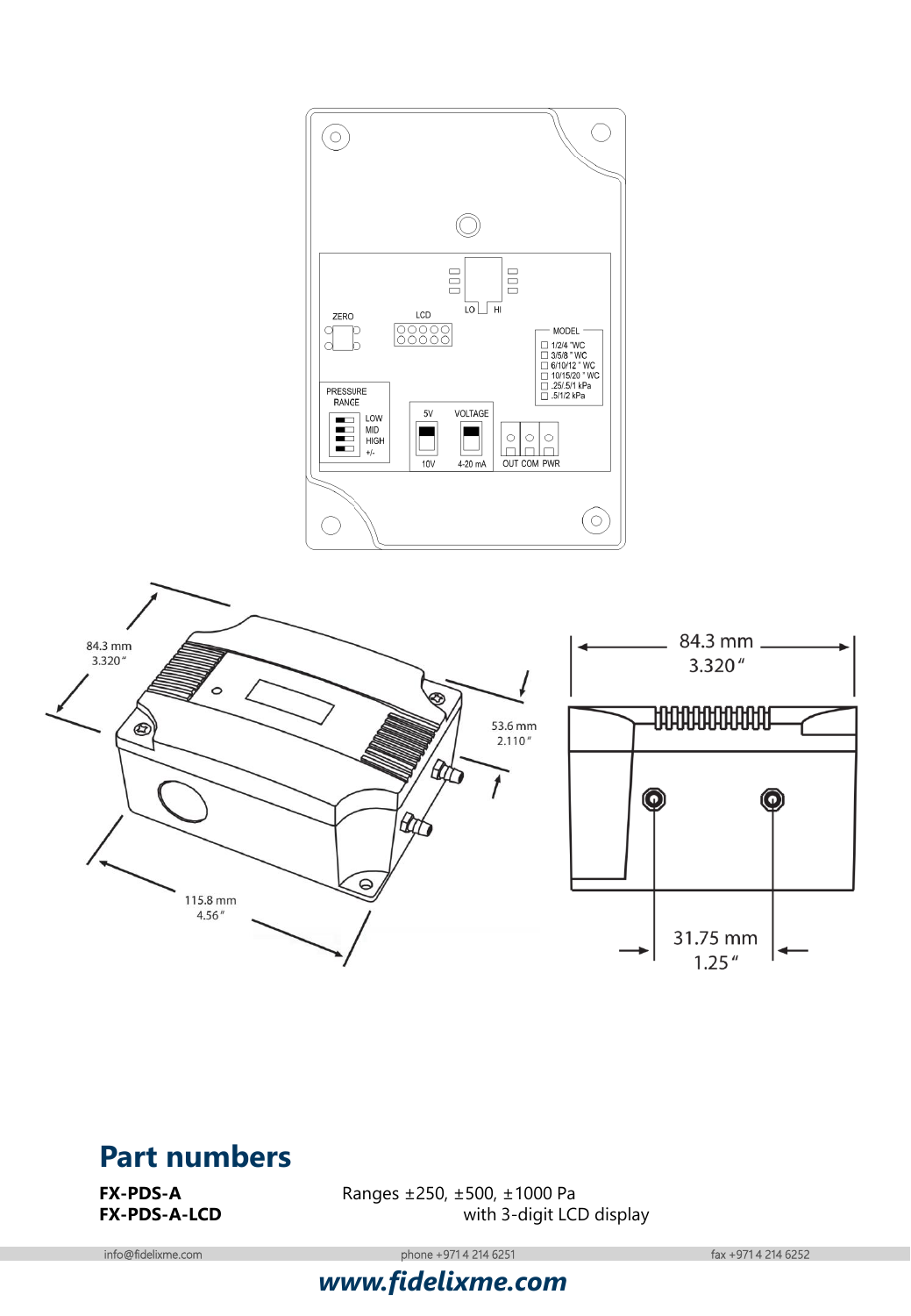ZERO

LCD

LO HI

MODEL
1/2/4 "WC
3/5/8 " WC
6/10/12 " WC
10/15/20 " WC
.25/.5/1 kPa
.5/1/2 kPa

PRESSURE RANGE
LOW
MID
HIGH
+/-

5V
10V

VOLTAGE
4-20 mA

OUT COM PWR

84.3 mm
3.320"

53.6 mm
2.110"

115.8 mm
4.56"

84.3 mm
3.320"

31.75 mm
1.25"

## Part numbers

**FX-PDS-A** Ranges ±250, ±500, ±1000 Pa

**FX-PDS-A-LCD** with 3-digit LCD display

info@fidelixme.com phone +971 4 214 6251 fax +971 4 214 6252

***www.fidelixme.com***